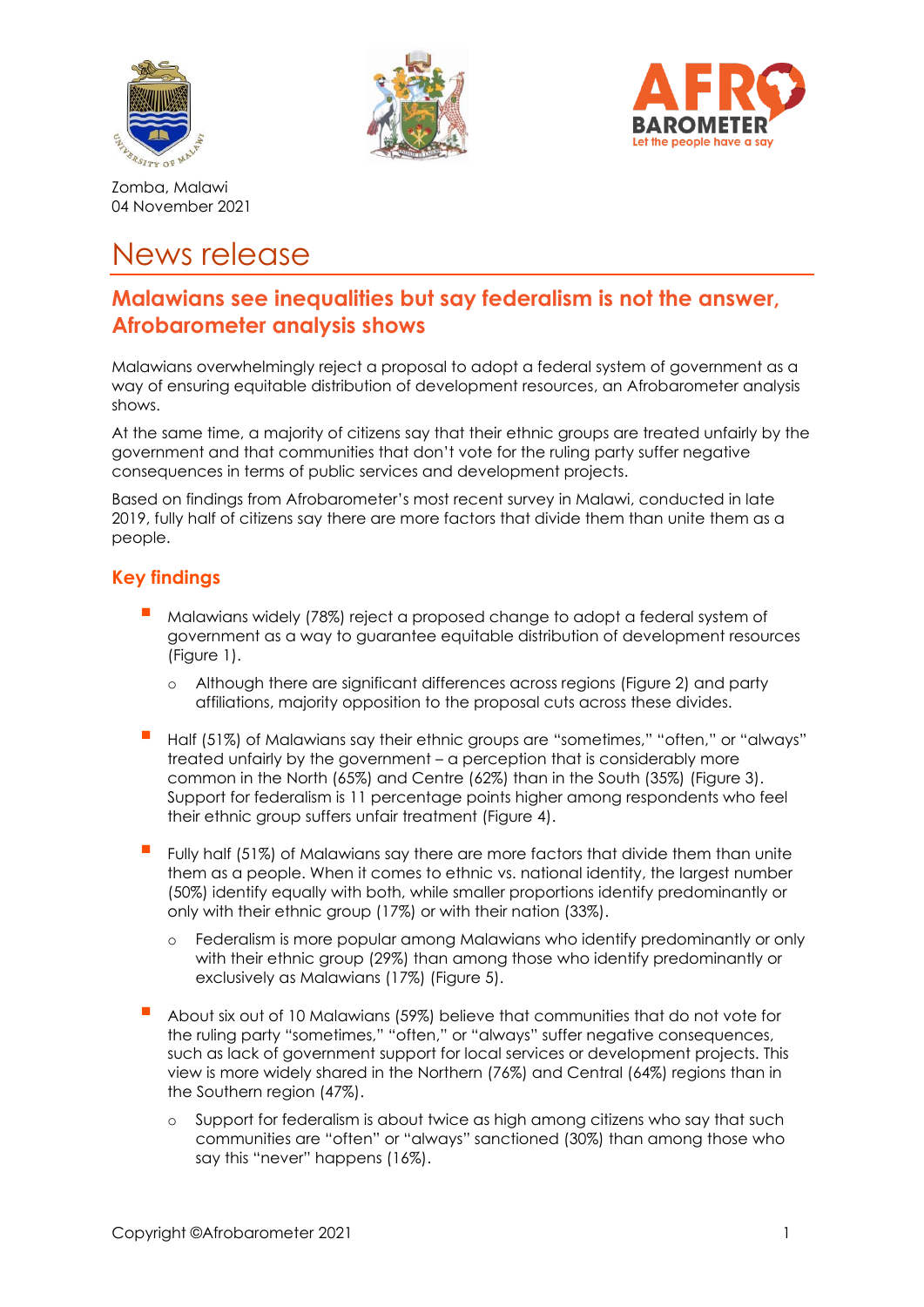Zomba, Malawi
04 November 2021

# News release

## Malawians see inequalities but say federalism is not the answer, Afrobarometer analysis shows

Malawians overwhelmingly reject a proposal to adopt a federal system of government as a way of ensuring equitable distribution of development resources, an Afrobarometer analysis shows.

At the same time, a majority of citizens say that their ethnic groups are treated unfairly by the government and that communities that don't vote for the ruling party suffer negative consequences in terms of public services and development projects.

Based on findings from Afrobarometer's most recent survey in Malawi, conducted in late 2019, fully half of citizens say there are more factors that divide them than unite them as a people.

### Key findings

- Malawians widely (78%) reject a proposed change to adopt a federal system of government as a way to guarantee equitable distribution of development resources (Figure 1).
  - Although there are significant differences across regions (Figure 2) and party affiliations, majority opposition to the proposal cuts across these divides.
- Half (51%) of Malawians say their ethnic groups are "sometimes," "often," or "always" treated unfairly by the government – a perception that is considerably more common in the North (65%) and Centre (62%) than in the South (35%) (Figure 3). Support for federalism is 11 percentage points higher among respondents who feel their ethnic group suffers unfair treatment (Figure 4).
- Fully half (51%) of Malawians say there are more factors that divide them than unite them as a people. When it comes to ethnic vs. national identity, the largest number (50%) identify equally with both, while smaller proportions identify predominantly or only with their ethnic group (17%) or with their nation (33%).
  - Federalism is more popular among Malawians who identify predominantly or only with their ethnic group (29%) than among those who identify predominantly or exclusively as Malawians (17%) (Figure 5).
- About six out of 10 Malawians (59%) believe that communities that do not vote for the ruling party "sometimes," "often," or "always" suffer negative consequences, such as lack of government support for local services or development projects. This view is more widely shared in the Northern (76%) and Central (64%) regions than in the Southern region (47%).
  - Support for federalism is about twice as high among citizens who say that such communities are "often" or "always" sanctioned (30%) than among those who say this "never" happens (16%).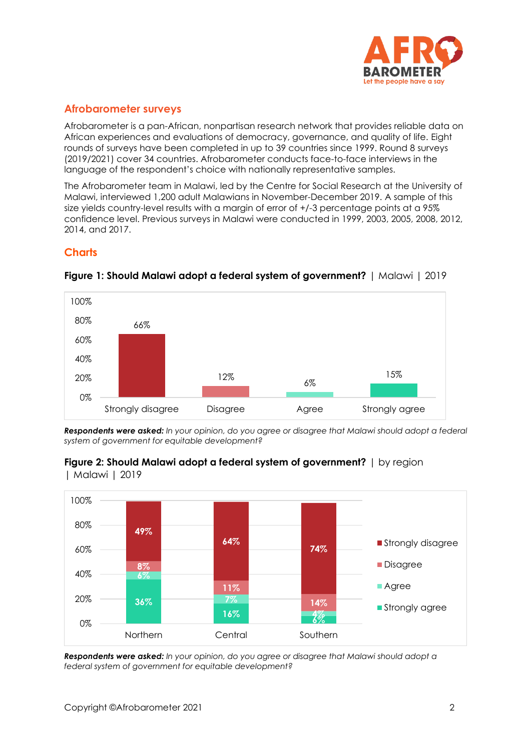## Afrobarometer surveys

Afrobarometer is a pan-African, nonpartisan research network that provides reliable data on African experiences and evaluations of democracy, governance, and quality of life. Eight rounds of surveys have been completed in up to 39 countries since 1999. Round 8 surveys (2019/2021) cover 34 countries. Afrobarometer conducts face-to-face interviews in the language of the respondent's choice with nationally representative samples.

The Afrobarometer team in Malawi, led by the Centre for Social Research at the University of Malawi, interviewed 1,200 adult Malawians in November-December 2019. A sample of this size yields country-level results with a margin of error of +/-3 percentage points at a 95% confidence level. Previous surveys in Malawi were conducted in 1999, 2003, 2005, 2008, 2012, 2014, and 2017.

## Charts

**Figure 1: Should Malawi adopt a federal system of government?** | Malawi | 2019

| Response | Percentage |
|---|---|
| Strongly disagree | 66% |
| Disagree | 12% |
| Agree | 6% |
| Strongly agree | 15% |

***Respondents were asked:*** *In your opinion, do you agree or disagree that Malawi should adopt a federal system of government for equitable development?*

**Figure 2: Should Malawi adopt a federal system of government?** | by region | Malawi | 2019

| Region | Strongly disagree | Disagree | Agree | Strongly agree |
|---|---|---|---|---|
| Northern | 49% | 8% | 6% | 36% |
| Central | 64% | 11% | 7% | 16% |
| Southern | 74% | 14% | 4% | 6% |

***Respondents were asked:*** *In your opinion, do you agree or disagree that Malawi should adopt a federal system of government for equitable development?*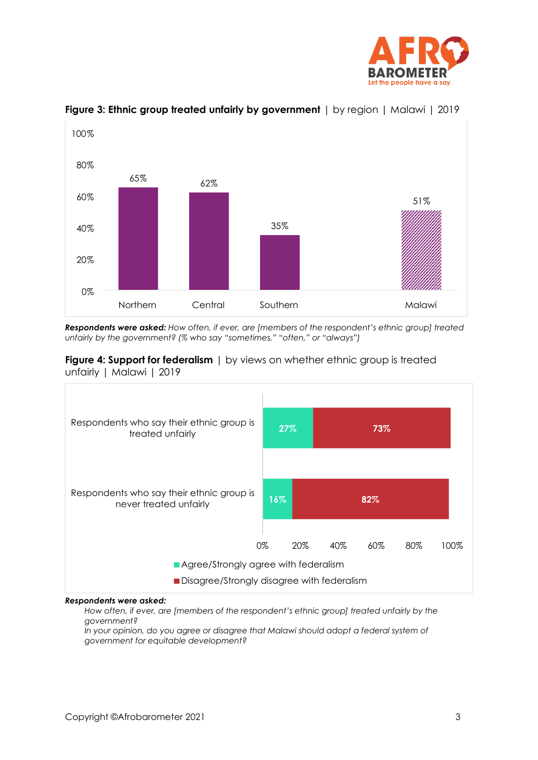**Figure 3: Ethnic group treated unfairly by government** | by region | Malawi | 2019

| Region | % |
|---|---|
| Northern | 65% |
| Central | 62% |
| Southern | 35% |
| Malawi | 51% |

***Respondents were asked:*** *How often, if ever, are [members of the respondent's ethnic group] treated unfairly by the government? (% who say "sometimes," "often," or "always")*

**Figure 4: Support for federalism** | by views on whether ethnic group is treated unfairly | Malawi | 2019

| | Agree/Strongly agree with federalism | Disagree/Strongly disagree with federalism |
|---|---|---|
| Respondents who say their ethnic group is treated unfairly | 27% | 73% |
| Respondents who say their ethnic group is never treated unfairly | 16% | 82% |

***Respondents were asked:***

*How often, if ever, are [members of the respondent's ethnic group] treated unfairly by the government?*

*In your opinion, do you agree or disagree that Malawi should adopt a federal system of government for equitable development?*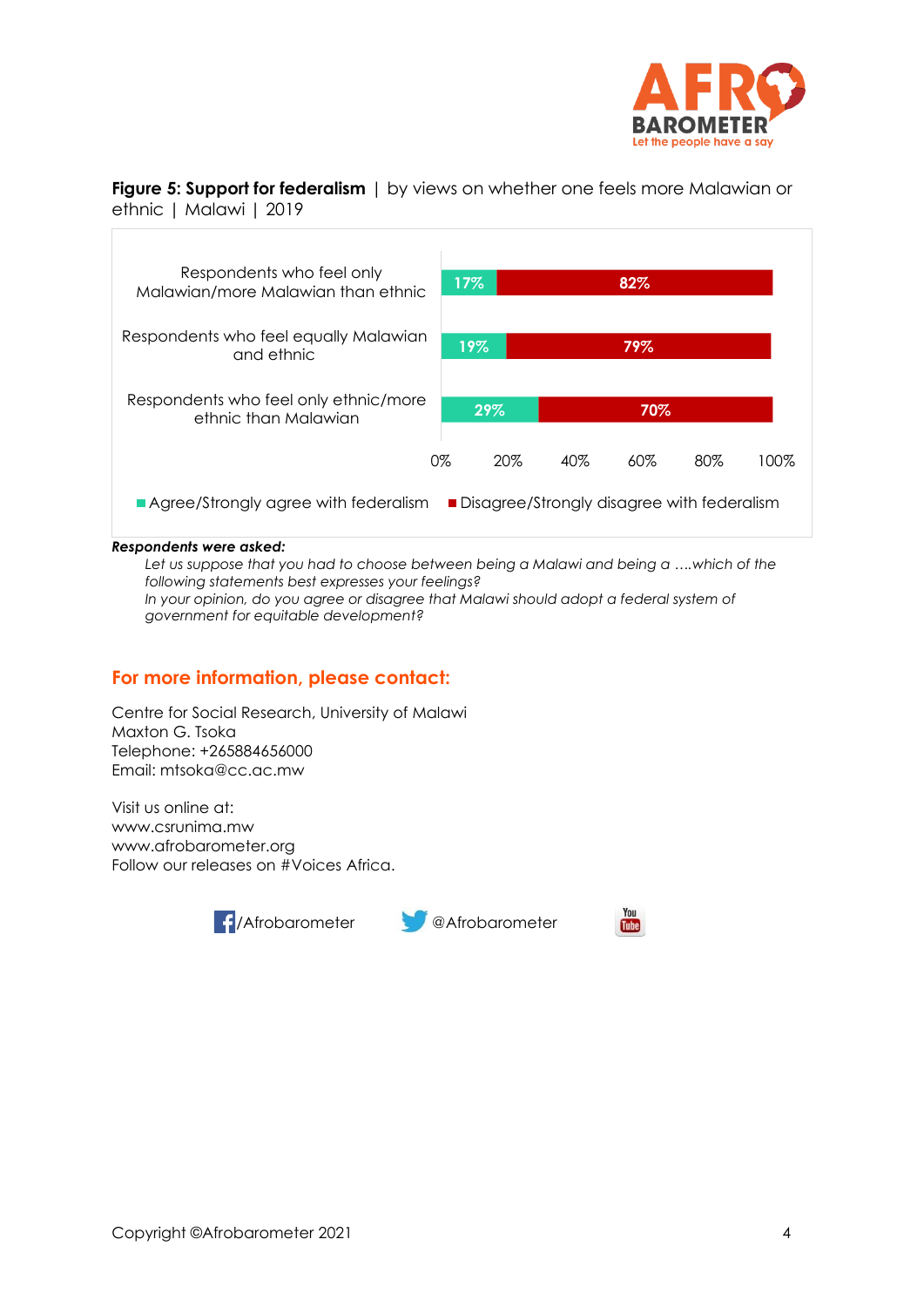**Figure 5: Support for federalism** | by views on whether one feels more Malawian or ethnic | Malawi | 2019

Respondents who feel only Malawian/more Malawian than ethnic
17%
82%

Respondents who feel equally Malawian and ethnic
19%
79%

Respondents who feel only ethnic/more ethnic than Malawian
29%
70%

0% 20% 40% 60% 80% 100%

Agree/Strongly agree with federalism
Disagree/Strongly disagree with federalism

***Respondents were asked:***

*Let us suppose that you had to choose between being a Malawi and being a ….which of the following statements best expresses your feelings?*

*In your opinion, do you agree or disagree that Malawi should adopt a federal system of government for equitable development?*

## For more information, please contact:

Centre for Social Research, University of Malawi
Maxton G. Tsoka
Telephone: +265884656000
Email: mtsoka@cc.ac.mw

Visit us online at:
www.csrunima.mw
www.afrobarometer.org
Follow our releases on #Voices Africa.

/Afrobarometer @Afrobarometer

Copyright ©Afrobarometer 2021